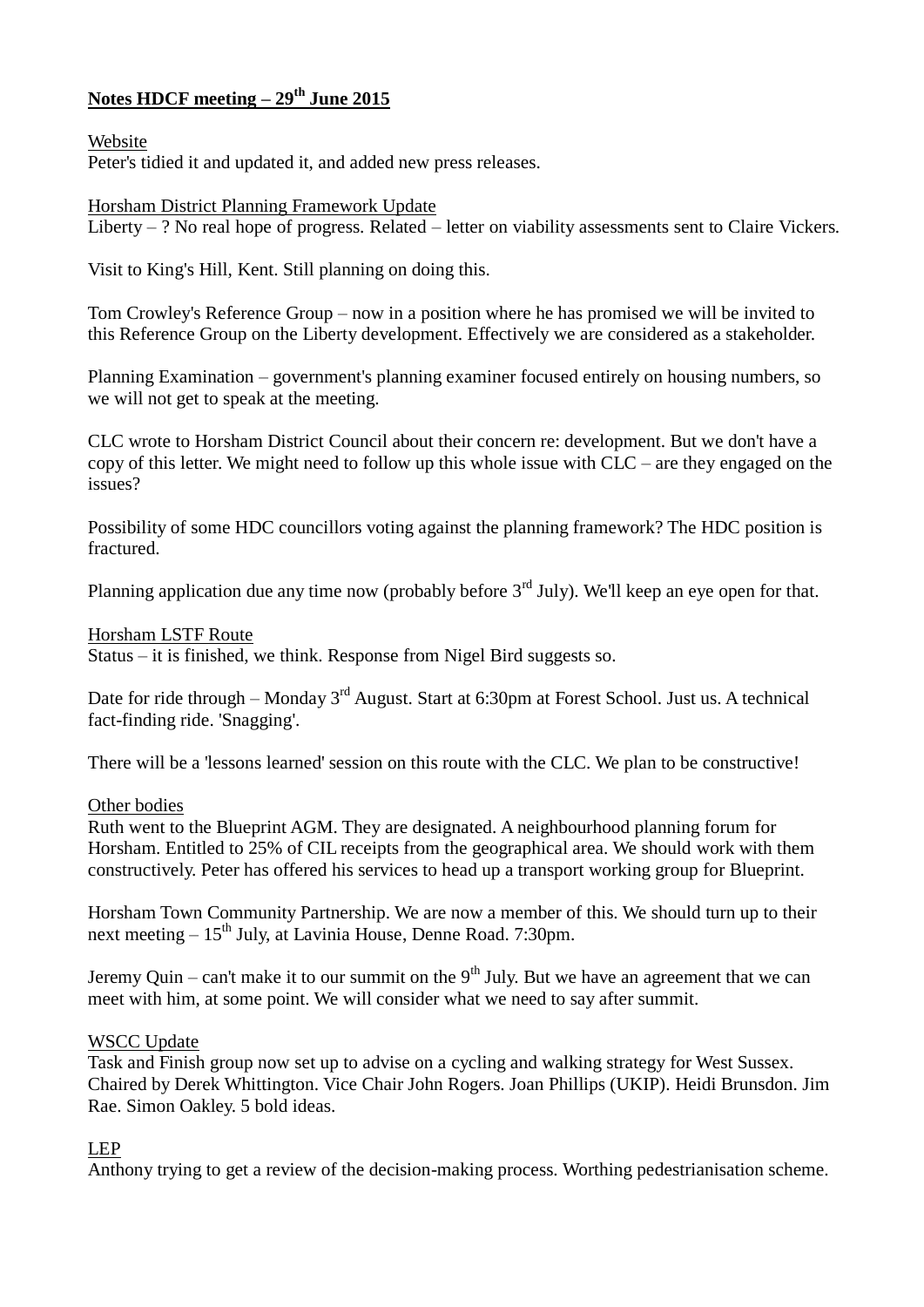**Notes HDCF meeting – 29th June 2015**

Website
Peter's tidied it and updated it, and added new press releases.

Horsham District Planning Framework Update
Liberty – ? No real hope of progress. Related – letter on viability assessments sent to Claire Vickers.

Visit to King's Hill, Kent. Still planning on doing this.

Tom Crowley's Reference Group – now in a position where he has promised we will be invited to this Reference Group on the Liberty development. Effectively we are considered as a stakeholder.

Planning Examination – government's planning examiner focused entirely on housing numbers, so we will not get to speak at the meeting.

CLC wrote to Horsham District Council about their concern re: development. But we don't have a copy of this letter. We might need to follow up this whole issue with CLC – are they engaged on the issues?

Possibility of some HDC councillors voting against the planning framework? The HDC position is fractured.

Planning application due any time now (probably before 3rd July). We'll keep an eye open for that.

Horsham LSTF Route
Status – it is finished, we think. Response from Nigel Bird suggests so.

Date for ride through – Monday 3rd August. Start at 6:30pm at Forest School. Just us. A technical fact-finding ride. 'Snagging'.

There will be a 'lessons learned' session on this route with the CLC. We plan to be constructive!

Other bodies
Ruth went to the Blueprint AGM. They are designated. A neighbourhood planning forum for Horsham. Entitled to 25% of CIL receipts from the geographical area. We should work with them constructively. Peter has offered his services to head up a transport working group for Blueprint.

Horsham Town Community Partnership. We are now a member of this. We should turn up to their next meeting – 15th July, at Lavinia House, Denne Road. 7:30pm.

Jeremy Quin – can't make it to our summit on the 9th July. But we have an agreement that we can meet with him, at some point. We will consider what we need to say after summit.

WSCC Update
Task and Finish group now set up to advise on a cycling and walking strategy for West Sussex. Chaired by Derek Whittington. Vice Chair John Rogers. Joan Phillips (UKIP). Heidi Brunsdon. Jim Rae. Simon Oakley. 5 bold ideas.

LEP
Anthony trying to get a review of the decision-making process. Worthing pedestrianisation scheme.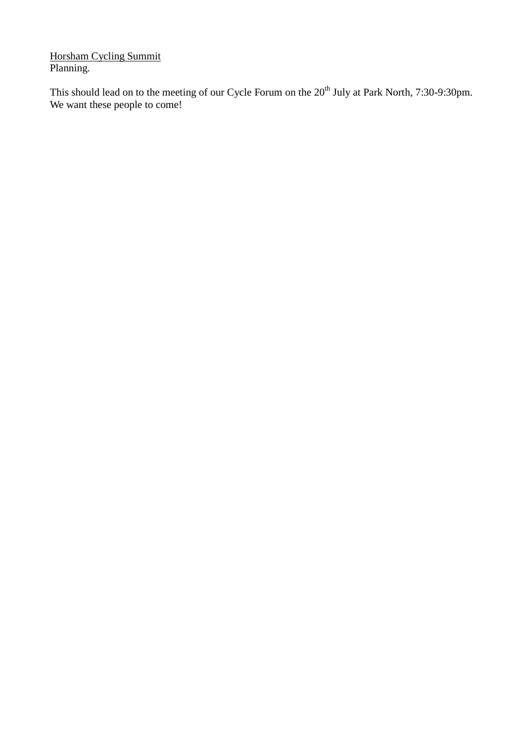Horsham Cycling Summit
Planning.

This should lead on to the meeting of our Cycle Forum on the 20th July at Park North, 7:30-9:30pm. We want these people to come!